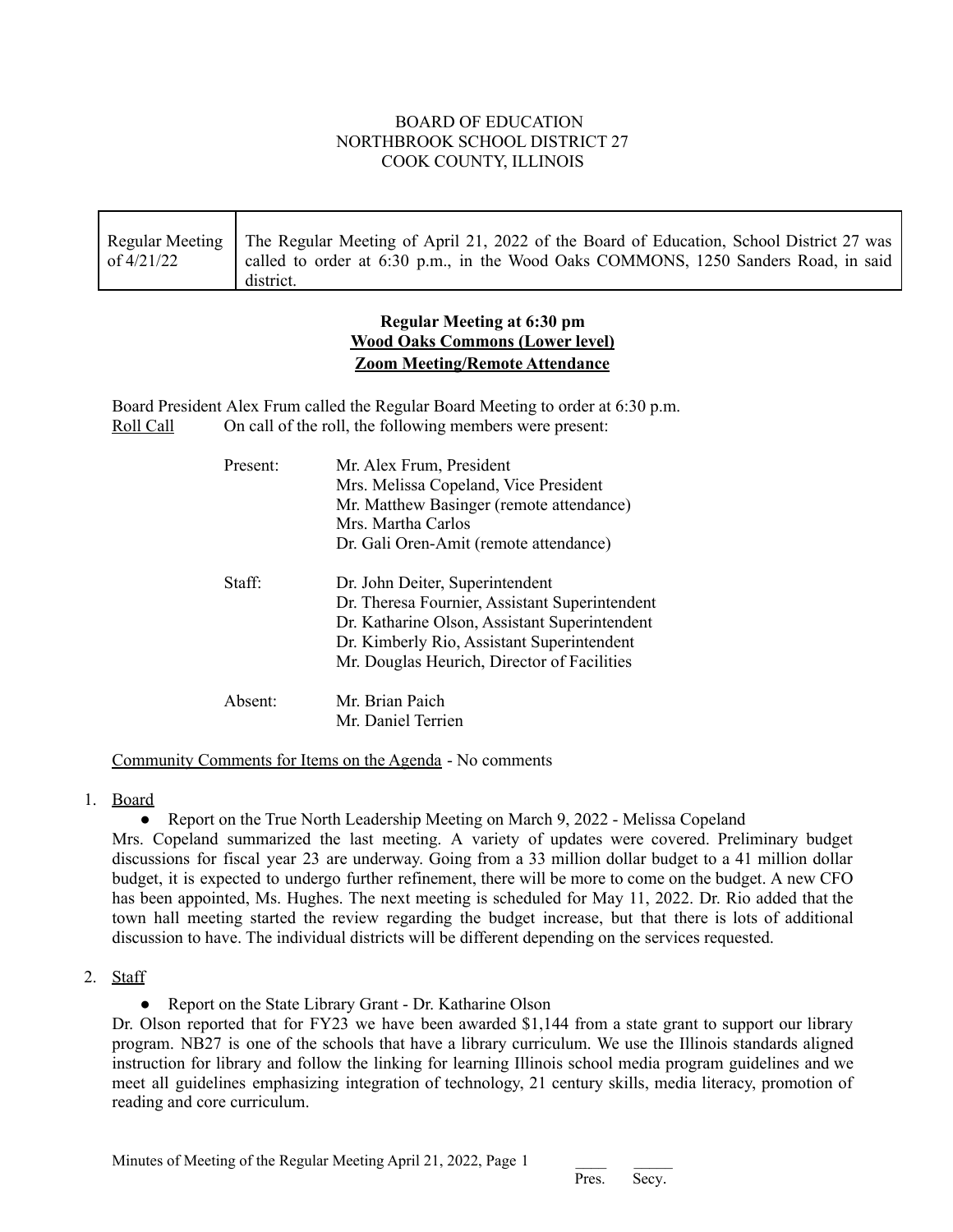BOARD OF EDUCATION
NORTHBROOK SCHOOL DISTRICT 27
COOK COUNTY, ILLINOIS

| Regular Meeting of 4/21/22 | The Regular Meeting of April 21, 2022 of the Board of Education, School District 27 was called to order at 6:30 p.m., in the Wood Oaks COMMONS, 1250 Sanders Road, in said district. |
|---|---|

**Regular Meeting at 6:30 pm**
**Wood Oaks Commons (Lower level)**
**Zoom Meeting/Remote Attendance**

Board President Alex Frum called the Regular Board Meeting to order at 6:30 p.m.

Roll Call — On call of the roll, the following members were present:

Present:
- Mr. Alex Frum, President
- Mrs. Melissa Copeland, Vice President
- Mr. Matthew Basinger (remote attendance)
- Mrs. Martha Carlos
- Dr. Gali Oren-Amit (remote attendance)

Staff:
- Dr. John Deiter, Superintendent
- Dr. Theresa Fournier, Assistant Superintendent
- Dr. Katharine Olson, Assistant Superintendent
- Dr. Kimberly Rio, Assistant Superintendent
- Mr. Douglas Heurich, Director of Facilities

Absent:
- Mr. Brian Paich
- Mr. Daniel Terrien

Community Comments for Items on the Agenda - No comments

1. Board
   - Report on the True North Leadership Meeting on March 9, 2022 - Melissa Copeland

Mrs. Copeland summarized the last meeting. A variety of updates were covered. Preliminary budget discussions for fiscal year 23 are underway. Going from a 33 million dollar budget to a 41 million dollar budget, it is expected to undergo further refinement, there will be more to come on the budget. A new CFO has been appointed, Ms. Hughes. The next meeting is scheduled for May 11, 2022. Dr. Rio added that the town hall meeting started the review regarding the budget increase, but that there is lots of additional discussion to have. The individual districts will be different depending on the services requested.

2. Staff
   - Report on the State Library Grant - Dr. Katharine Olson

Dr. Olson reported that for FY23 we have been awarded $1,144 from a state grant to support our library program. NB27 is one of the schools that have a library curriculum. We use the Illinois standards aligned instruction for library and follow the linking for learning Illinois school media program guidelines and we meet all guidelines emphasizing integration of technology, 21 century skills, media literacy, promotion of reading and core curriculum.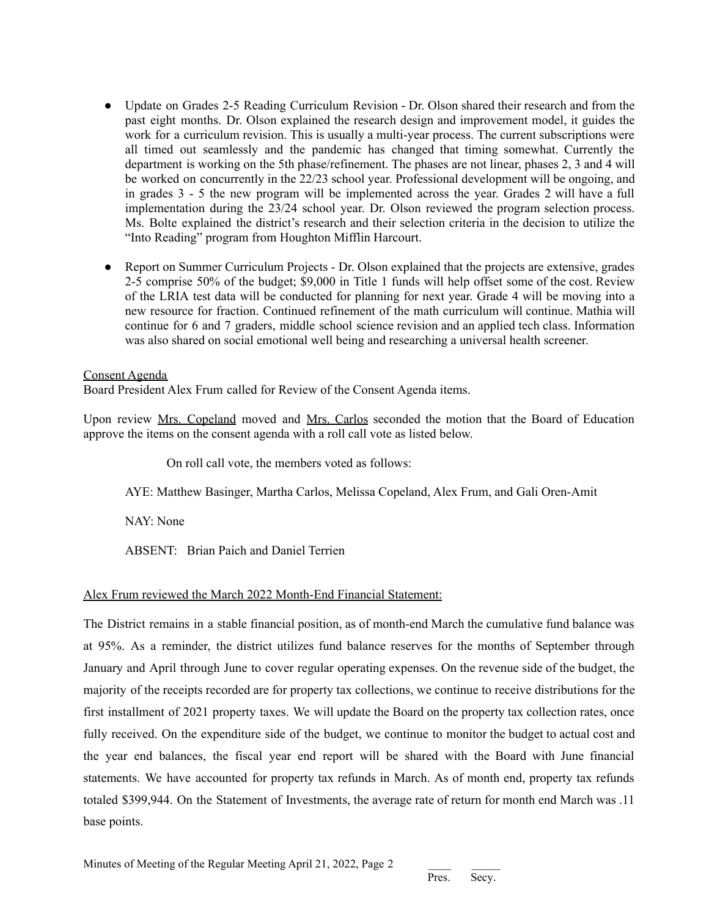- Update on Grades 2-5 Reading Curriculum Revision - Dr. Olson shared their research and from the past eight months. Dr. Olson explained the research design and improvement model, it guides the work for a curriculum revision. This is usually a multi-year process. The current subscriptions were all timed out seamlessly and the pandemic has changed that timing somewhat. Currently the department is working on the 5th phase/refinement. The phases are not linear, phases 2, 3 and 4 will be worked on concurrently in the 22/23 school year. Professional development will be ongoing, and in grades 3 - 5 the new program will be implemented across the year. Grades 2 will have a full implementation during the 23/24 school year. Dr. Olson reviewed the program selection process. Ms. Bolte explained the district's research and their selection criteria in the decision to utilize the "Into Reading" program from Houghton Mifflin Harcourt.

- Report on Summer Curriculum Projects - Dr. Olson explained that the projects are extensive, grades 2-5 comprise 50% of the budget; $9,000 in Title 1 funds will help offset some of the cost. Review of the LRIA test data will be conducted for planning for next year. Grade 4 will be moving into a new resource for fraction. Continued refinement of the math curriculum will continue. Mathia will continue for 6 and 7 graders, middle school science revision and an applied tech class. Information was also shared on social emotional well being and researching a universal health screener.

Consent Agenda

Board President Alex Frum called for Review of the Consent Agenda items.

Upon review Mrs. Copeland moved and Mrs. Carlos seconded the motion that the Board of Education approve the items on the consent agenda with a roll call vote as listed below.

On roll call vote, the members voted as follows:

AYE: Matthew Basinger, Martha Carlos, Melissa Copeland, Alex Frum, and Gali Oren-Amit

NAY: None

ABSENT: Brian Paich and Daniel Terrien

Alex Frum reviewed the March 2022 Month-End Financial Statement:

The District remains in a stable financial position, as of month-end March the cumulative fund balance was at 95%. As a reminder, the district utilizes fund balance reserves for the months of September through January and April through June to cover regular operating expenses. On the revenue side of the budget, the majority of the receipts recorded are for property tax collections, we continue to receive distributions for the first installment of 2021 property taxes. We will update the Board on the property tax collection rates, once fully received. On the expenditure side of the budget, we continue to monitor the budget to actual cost and the year end balances, the fiscal year end report will be shared with the Board with June financial statements. We have accounted for property tax refunds in March. As of month end, property tax refunds totaled $399,944. On the Statement of Investments, the average rate of return for month end March was .11 base points.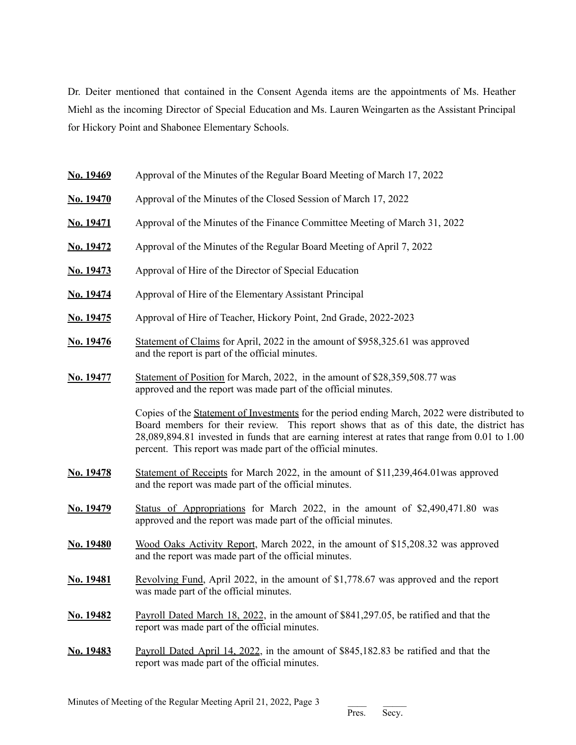Dr. Deiter mentioned that contained in the Consent Agenda items are the appointments of Ms. Heather Miehl as the incoming Director of Special Education and Ms. Lauren Weingarten as the Assistant Principal for Hickory Point and Shabonee Elementary Schools.

**No. 19469** Approval of the Minutes of the Regular Board Meeting of March 17, 2022

**No. 19470** Approval of the Minutes of the Closed Session of March 17, 2022

**No. 19471** Approval of the Minutes of the Finance Committee Meeting of March 31, 2022

**No. 19472** Approval of the Minutes of the Regular Board Meeting of April 7, 2022

**No. 19473** Approval of Hire of the Director of Special Education

**No. 19474** Approval of Hire of the Elementary Assistant Principal

**No. 19475** Approval of Hire of Teacher, Hickory Point, 2nd Grade, 2022-2023

**No. 19476** Statement of Claims for April, 2022 in the amount of $958,325.61 was approved and the report is part of the official minutes.

**No. 19477** Statement of Position for March, 2022, in the amount of $28,359,508.77 was approved and the report was made part of the official minutes.

Copies of the Statement of Investments for the period ending March, 2022 were distributed to Board members for their review. This report shows that as of this date, the district has 28,089,894.81 invested in funds that are earning interest at rates that range from 0.01 to 1.00 percent. This report was made part of the official minutes.

**No. 19478** Statement of Receipts for March 2022, in the amount of $11,239,464.01was approved and the report was made part of the official minutes.

**No. 19479** Status of Appropriations for March 2022, in the amount of $2,490,471.80 was approved and the report was made part of the official minutes.

**No. 19480** Wood Oaks Activity Report, March 2022, in the amount of $15,208.32 was approved and the report was made part of the official minutes.

**No. 19481** Revolving Fund, April 2022, in the amount of $1,778.67 was approved and the report was made part of the official minutes.

**No. 19482** Payroll Dated March 18, 2022, in the amount of $841,297.05, be ratified and that the report was made part of the official minutes.

**No. 19483** Payroll Dated April 14, 2022, in the amount of $845,182.83 be ratified and that the report was made part of the official minutes.

Minutes of Meeting of the Regular Meeting April 21, 2022, Page 3 ____ Pres. _____ Secy.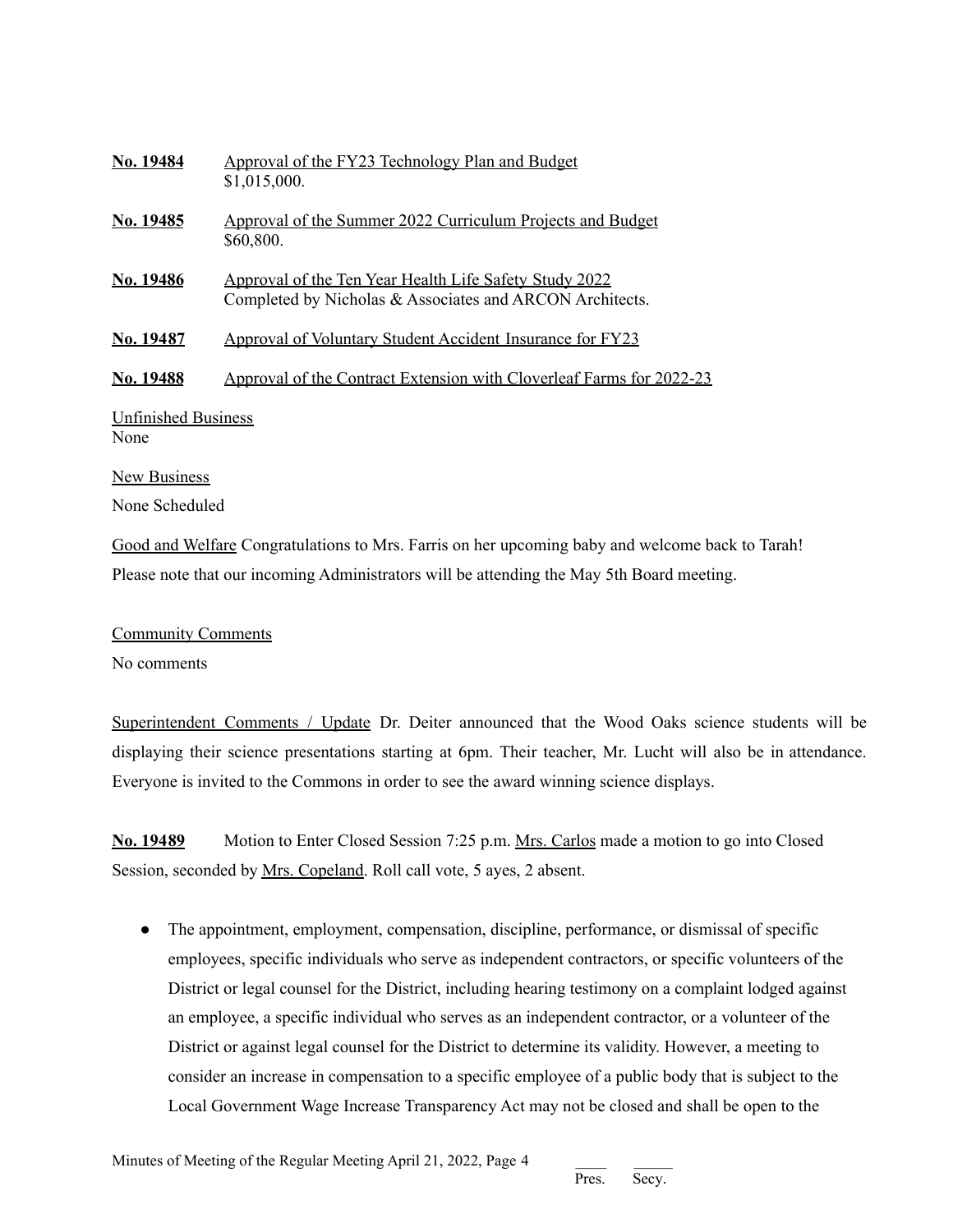**No. 19484** Approval of the FY23 Technology Plan and Budget
$1,015,000.

**No. 19485** Approval of the Summer 2022 Curriculum Projects and Budget
$60,800.

**No. 19486** Approval of the Ten Year Health Life Safety Study 2022
Completed by Nicholas & Associates and ARCON Architects.

**No. 19487** Approval of Voluntary Student Accident Insurance for FY23

**No. 19488** Approval of the Contract Extension with Cloverleaf Farms for 2022-23

Unfinished Business
None

New Business
None Scheduled

Good and Welfare Congratulations to Mrs. Farris on her upcoming baby and welcome back to Tarah! Please note that our incoming Administrators will be attending the May 5th Board meeting.

Community Comments
No comments

Superintendent Comments / Update Dr. Deiter announced that the Wood Oaks science students will be displaying their science presentations starting at 6pm. Their teacher, Mr. Lucht will also be in attendance. Everyone is invited to the Commons in order to see the award winning science displays.

**No. 19489** Motion to Enter Closed Session 7:25 p.m. Mrs. Carlos made a motion to go into Closed Session, seconded by Mrs. Copeland. Roll call vote, 5 ayes, 2 absent.

- The appointment, employment, compensation, discipline, performance, or dismissal of specific employees, specific individuals who serve as independent contractors, or specific volunteers of the District or legal counsel for the District, including hearing testimony on a complaint lodged against an employee, a specific individual who serves as an independent contractor, or a volunteer of the District or against legal counsel for the District to determine its validity. However, a meeting to consider an increase in compensation to a specific employee of a public body that is subject to the Local Government Wage Increase Transparency Act may not be closed and shall be open to the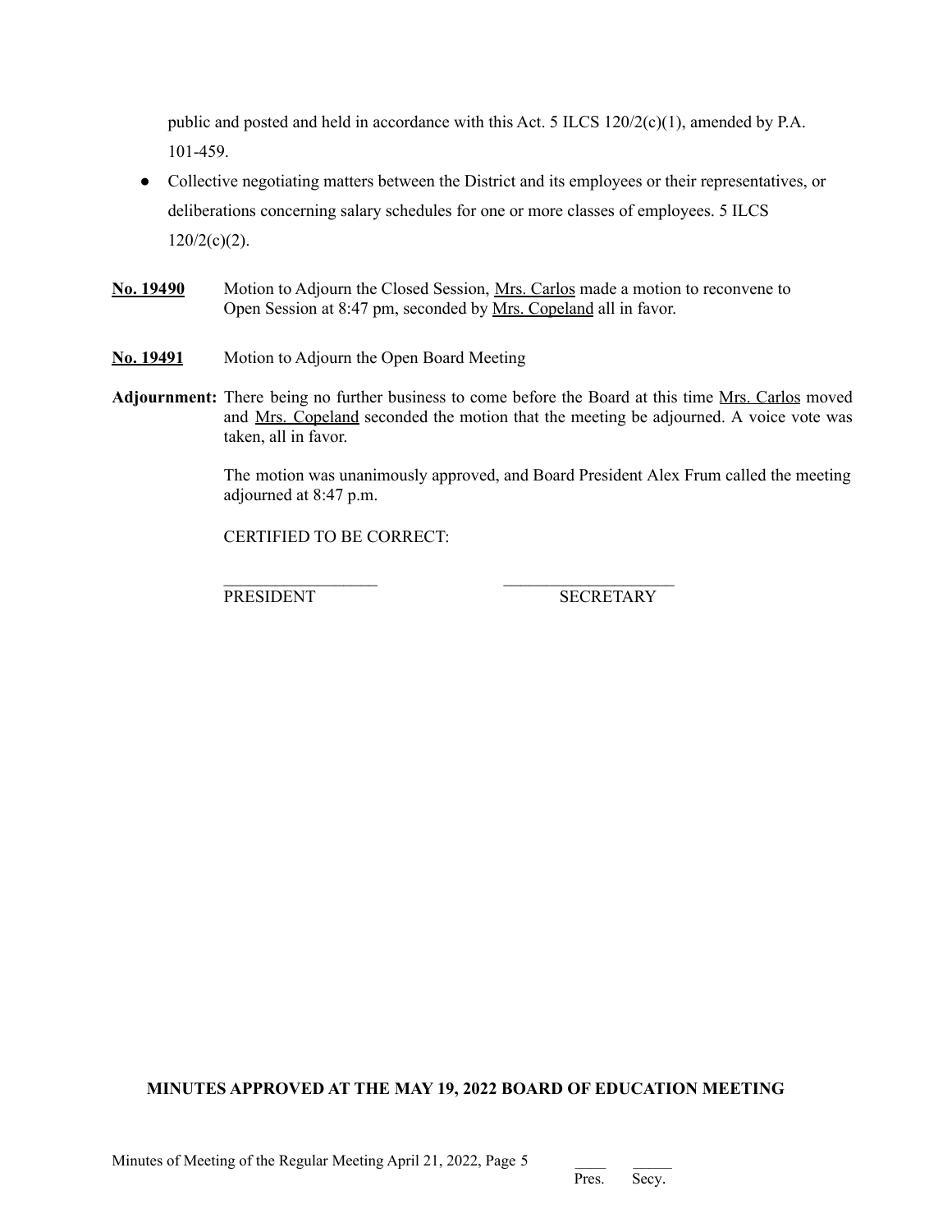public and posted and held in accordance with this Act. 5 ILCS 120/2(c)(1), amended by P.A. 101-459.

- Collective negotiating matters between the District and its employees or their representatives, or deliberations concerning salary schedules for one or more classes of employees. 5 ILCS 120/2(c)(2).

**No. 19490** Motion to Adjourn the Closed Session, Mrs. Carlos made a motion to reconvene to Open Session at 8:47 pm, seconded by Mrs. Copeland all in favor.

**No. 19491** Motion to Adjourn the Open Board Meeting

**Adjournment:** There being no further business to come before the Board at this time Mrs. Carlos moved and Mrs. Copeland seconded the motion that the meeting be adjourned. A voice vote was taken, all in favor.

The motion was unanimously approved, and Board President Alex Frum called the meeting adjourned at 8:47 p.m.

CERTIFIED TO BE CORRECT:

\_\_\_\_\_\_\_\_\_\_\_\_\_\_\_\_\_\_ \_\_\_\_\_\_\_\_\_\_\_\_\_\_\_\_\_\_\_\_

PRESIDENT SECRETARY

**MINUTES APPROVED AT THE MAY 19, 2022 BOARD OF EDUCATION MEETING**